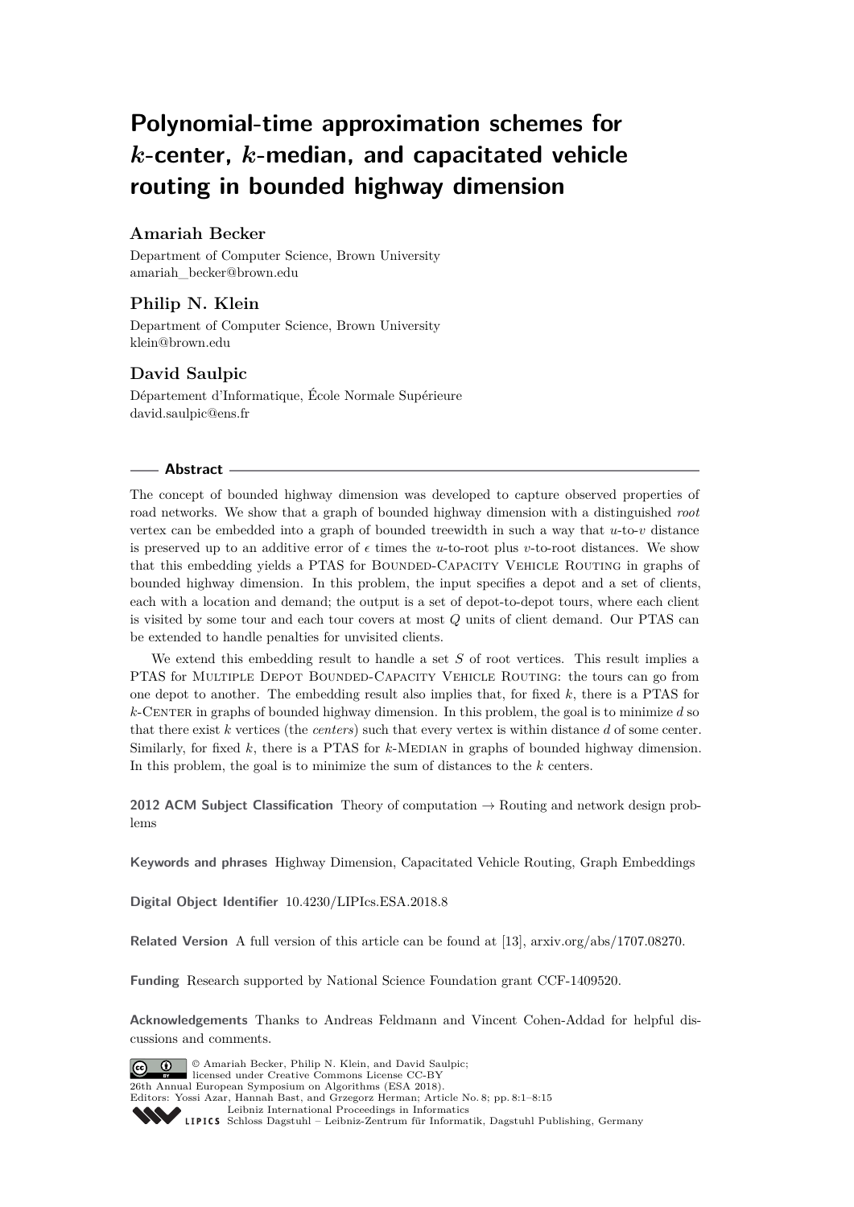# Polynomial-time approximation schemes for $k$-center, $k$-median, and capacitated vehicle routing in bounded highway dimension

**Amariah Becker**

Department of Computer Science, Brown University
amariah_becker@brown.edu

**Philip N. Klein**

Department of Computer Science, Brown University
klein@brown.edu

**David Saulpic**

Département d'Informatique, École Normale Supérieure
david.saulpic@ens.fr

## Abstract

The concept of bounded highway dimension was developed to capture observed properties of road networks. We show that a graph of bounded highway dimension with a distinguished *root* vertex can be embedded into a graph of bounded treewidth in such a way that $u$-to-$v$ distance is preserved up to an additive error of $\epsilon$ times the $u$-to-root plus $v$-to-root distances. We show that this embedding yields a PTAS for Bounded-Capacity Vehicle Routing in graphs of bounded highway dimension. In this problem, the input specifies a depot and a set of clients, each with a location and demand; the output is a set of depot-to-depot tours, where each client is visited by some tour and each tour covers at most $Q$ units of client demand. Our PTAS can be extended to handle penalties for unvisited clients.

We extend this embedding result to handle a set $S$ of root vertices. This result implies a PTAS for Multiple Depot Bounded-Capacity Vehicle Routing: the tours can go from one depot to another. The embedding result also implies that, for fixed $k$, there is a PTAS for $k$-Center in graphs of bounded highway dimension. In this problem, the goal is to minimize $d$ so that there exist $k$ vertices (the *centers*) such that every vertex is within distance $d$ of some center. Similarly, for fixed $k$, there is a PTAS for $k$-Median in graphs of bounded highway dimension. In this problem, the goal is to minimize the sum of distances to the $k$ centers.

**2012 ACM Subject Classification** Theory of computation → Routing and network design problems

**Keywords and phrases** Highway Dimension, Capacitated Vehicle Routing, Graph Embeddings

**Digital Object Identifier** 10.4230/LIPIcs.ESA.2018.8

**Related Version** A full version of this article can be found at [13], arxiv.org/abs/1707.08270.

**Funding** Research supported by National Science Foundation grant CCF-1409520.

**Acknowledgements** Thanks to Andreas Feldmann and Vincent Cohen-Addad for helpful discussions and comments.

© Amariah Becker, Philip N. Klein, and David Saulpic;
licensed under Creative Commons License CC-BY
26th Annual European Symposium on Algorithms (ESA 2018).
Editors: Yossi Azar, Hannah Bast, and Grzegorz Herman; Article No. 8; pp. 8:1–8:15
Leibniz International Proceedings in Informatics
Schloss Dagstuhl – Leibniz-Zentrum für Informatik, Dagstuhl Publishing, Germany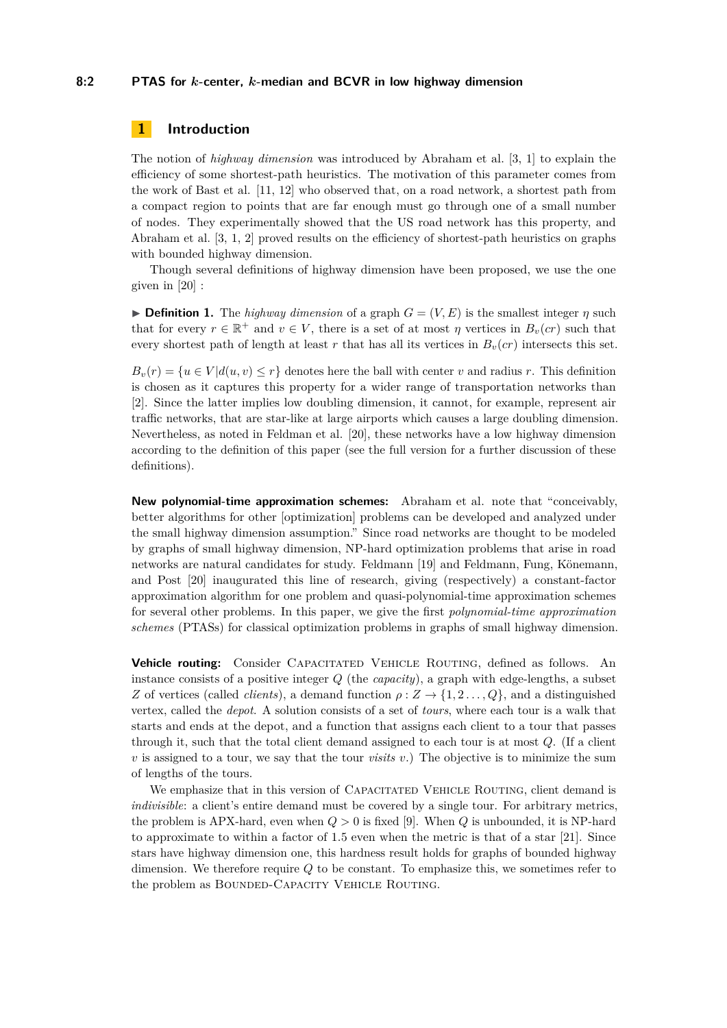## 1 Introduction

The notion of *highway dimension* was introduced by Abraham et al. [3, 1] to explain the efficiency of some shortest-path heuristics. The motivation of this parameter comes from the work of Bast et al. [11, 12] who observed that, on a road network, a shortest path from a compact region to points that are far enough must go through one of a small number of nodes. They experimentally showed that the US road network has this property, and Abraham et al. [3, 1, 2] proved results on the efficiency of shortest-path heuristics on graphs with bounded highway dimension.

Though several definitions of highway dimension have been proposed, we use the one given in [20] :

▶ **Definition 1.** The *highway dimension* of a graph $G = (V, E)$ is the smallest integer $\eta$ such that for every $r \in \mathbb{R}^+$ and $v \in V$, there is a set of at most $\eta$ vertices in $B_v(cr)$ such that every shortest path of length at least $r$ that has all its vertices in $B_v(cr)$ intersects this set.

$B_v(r) = \{u \in V | d(u, v) \leq r\}$ denotes here the ball with center $v$ and radius $r$. This definition is chosen as it captures this property for a wider range of transportation networks than [2]. Since the latter implies low doubling dimension, it cannot, for example, represent air traffic networks, that are star-like at large airports which causes a large doubling dimension. Nevertheless, as noted in Feldman et al. [20], these networks have a low highway dimension according to the definition of this paper (see the full version for a further discussion of these definitions).

**New polynomial-time approximation schemes:** Abraham et al. note that "conceivably, better algorithms for other [optimization] problems can be developed and analyzed under the small highway dimension assumption." Since road networks are thought to be modeled by graphs of small highway dimension, NP-hard optimization problems that arise in road networks are natural candidates for study. Feldmann [19] and Feldmann, Fung, Könemann, and Post [20] inaugurated this line of research, giving (respectively) a constant-factor approximation algorithm for one problem and quasi-polynomial-time approximation schemes for several other problems. In this paper, we give the first *polynomial-time approximation schemes* (PTASs) for classical optimization problems in graphs of small highway dimension.

**Vehicle routing:** Consider Capacitated Vehicle Routing, defined as follows. An instance consists of a positive integer $Q$ (the *capacity*), a graph with edge-lengths, a subset $Z$ of vertices (called *clients*), a demand function $\rho : Z \to \{1, 2 \ldots, Q\}$, and a distinguished vertex, called the *depot*. A solution consists of a set of *tours*, where each tour is a walk that starts and ends at the depot, and a function that assigns each client to a tour that passes through it, such that the total client demand assigned to each tour is at most $Q$. (If a client $v$ is assigned to a tour, we say that the tour *visits* $v$.) The objective is to minimize the sum of lengths of the tours.

We emphasize that in this version of Capacitated Vehicle Routing, client demand is *indivisible*: a client's entire demand must be covered by a single tour. For arbitrary metrics, the problem is APX-hard, even when $Q > 0$ is fixed [9]. When $Q$ is unbounded, it is NP-hard to approximate to within a factor of 1.5 even when the metric is that of a star [21]. Since stars have highway dimension one, this hardness result holds for graphs of bounded highway dimension. We therefore require $Q$ to be constant. To emphasize this, we sometimes refer to the problem as Bounded-Capacity Vehicle Routing.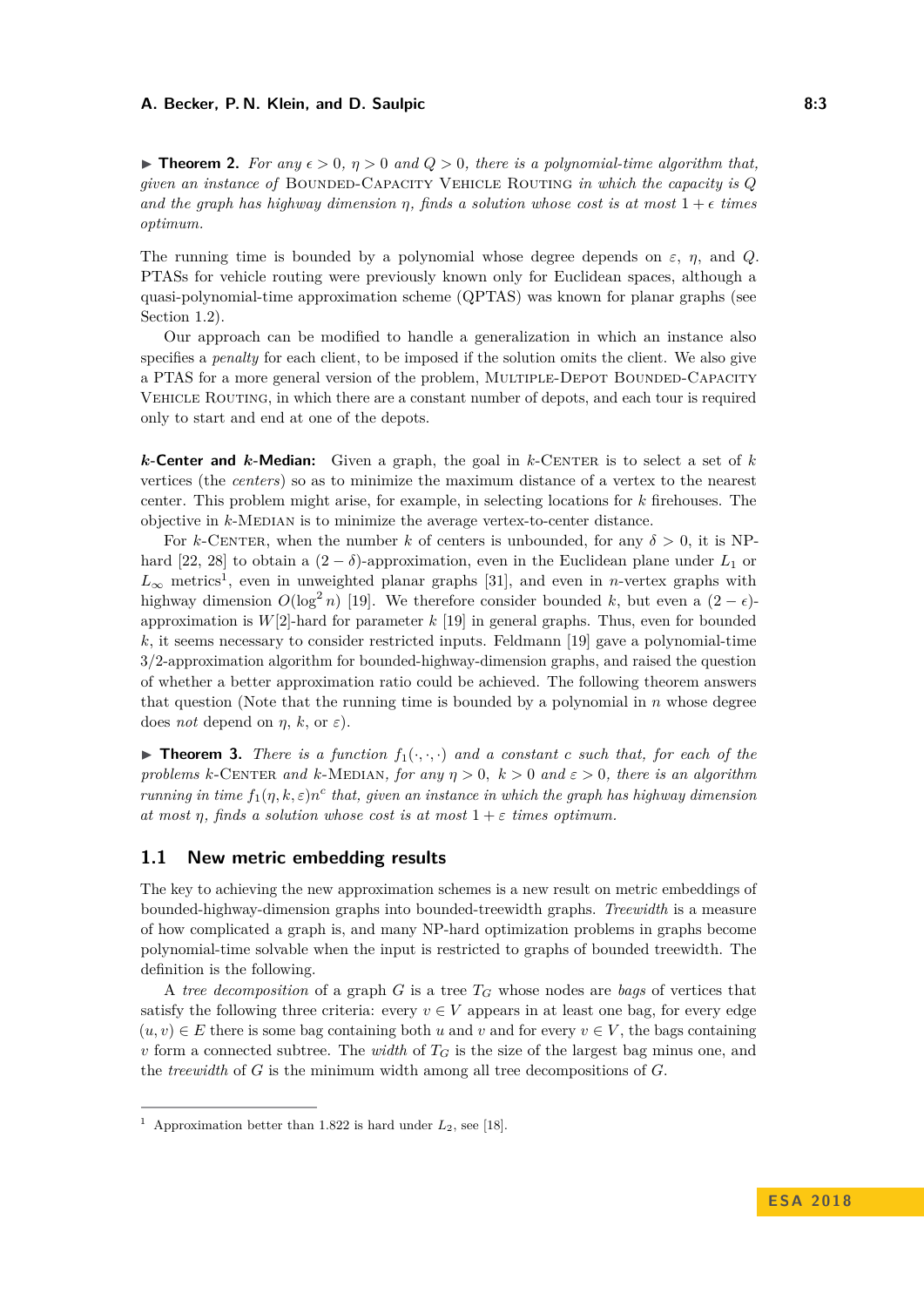▶ **Theorem 2.** *For any $\epsilon > 0$, $\eta > 0$ and $Q > 0$, there is a polynomial-time algorithm that, given an instance of* Bounded-Capacity Vehicle Routing *in which the capacity is $Q$ and the graph has highway dimension $\eta$, finds a solution whose cost is at most $1 + \epsilon$ times optimum.*

The running time is bounded by a polynomial whose degree depends on $\varepsilon$, $\eta$, and $Q$. PTASs for vehicle routing were previously known only for Euclidean spaces, although a quasi-polynomial-time approximation scheme (QPTAS) was known for planar graphs (see Section 1.2).

Our approach can be modified to handle a generalization in which an instance also specifies a *penalty* for each client, to be imposed if the solution omits the client. We also give a PTAS for a more general version of the problem, Multiple-Depot Bounded-Capacity Vehicle Routing, in which there are a constant number of depots, and each tour is required only to start and end at one of the depots.

***k*-Center and *k*-Median:** Given a graph, the goal in $k$-Center is to select a set of $k$ vertices (the *centers*) so as to minimize the maximum distance of a vertex to the nearest center. This problem might arise, for example, in selecting locations for $k$ firehouses. The objective in $k$-Median is to minimize the average vertex-to-center distance.

For $k$-Center, when the number $k$ of centers is unbounded, for any $\delta > 0$, it is NP-hard [22, 28] to obtain a $(2 - \delta)$-approximation, even in the Euclidean plane under $L_1$ or $L_\infty$ metrics[1], even in unweighted planar graphs [31], and even in $n$-vertex graphs with highway dimension $O(\log^2 n)$ [19]. We therefore consider bounded $k$, but even a $(2 - \epsilon)$-approximation is $W[2]$-hard for parameter $k$ [19] in general graphs. Thus, even for bounded $k$, it seems necessary to consider restricted inputs. Feldmann [19] gave a polynomial-time 3/2-approximation algorithm for bounded-highway-dimension graphs, and raised the question of whether a better approximation ratio could be achieved. The following theorem answers that question (Note that the running time is bounded by a polynomial in $n$ whose degree does *not* depend on $\eta$, $k$, or $\varepsilon$).

▶ **Theorem 3.** *There is a function $f_1(\cdot, \cdot, \cdot)$ and a constant $c$ such that, for each of the problems $k$-*Center *and $k$-*Median*, for any $\eta > 0$, $k > 0$ and $\varepsilon > 0$, there is an algorithm running in time $f_1(\eta, k, \varepsilon)n^c$ that, given an instance in which the graph has highway dimension at most $\eta$, finds a solution whose cost is at most $1 + \varepsilon$ times optimum.*

## 1.1 New metric embedding results

The key to achieving the new approximation schemes is a new result on metric embeddings of bounded-highway-dimension graphs into bounded-treewidth graphs. *Treewidth* is a measure of how complicated a graph is, and many NP-hard optimization problems in graphs become polynomial-time solvable when the input is restricted to graphs of bounded treewidth. The definition is the following.

A *tree decomposition* of a graph $G$ is a tree $T_G$ whose nodes are *bags* of vertices that satisfy the following three criteria: every $v \in V$ appears in at least one bag, for every edge $(u, v) \in E$ there is some bag containing both $u$ and $v$ and for every $v \in V$, the bags containing $v$ form a connected subtree. The *width* of $T_G$ is the size of the largest bag minus one, and the *treewidth* of $G$ is the minimum width among all tree decompositions of $G$.

---

[1] Approximation better than 1.822 is hard under $L_2$, see [18].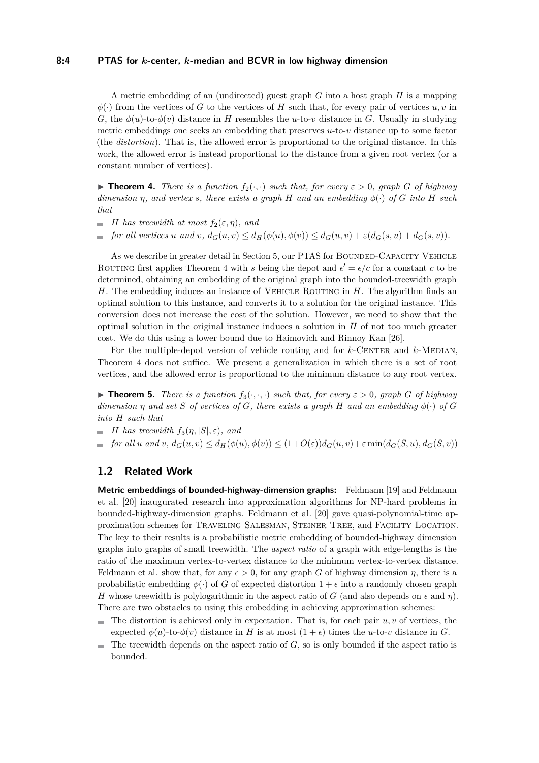A metric embedding of an (undirected) guest graph $G$ into a host graph $H$ is a mapping $\phi(\cdot)$ from the vertices of $G$ to the vertices of $H$ such that, for every pair of vertices $u, v$ in $G$, the $\phi(u)$-to-$\phi(v)$ distance in $H$ resembles the $u$-to-$v$ distance in $G$. Usually in studying metric embeddings one seeks an embedding that preserves $u$-to-$v$ distance up to some factor (the *distortion*). That is, the allowed error is proportional to the original distance. In this work, the allowed error is instead proportional to the distance from a given root vertex (or a constant number of vertices).

▶ **Theorem 4.** *There is a function $f_2(\cdot, \cdot)$ such that, for every $\varepsilon > 0$, graph $G$ of highway dimension $\eta$, and vertex $s$, there exists a graph $H$ and an embedding $\phi(\cdot)$ of $G$ into $H$ such that*

- *$H$ has treewidth at most $f_2(\varepsilon, \eta)$, and*
- *for all vertices $u$ and $v$, $d_G(u, v) \leq d_H(\phi(u), \phi(v)) \leq d_G(u, v) + \varepsilon(d_G(s, u) + d_G(s, v))$.*

As we describe in greater detail in Section 5, our PTAS for Bounded-Capacity Vehicle Routing first applies Theorem 4 with $s$ being the depot and $\epsilon' = \epsilon/c$ for a constant $c$ to be determined, obtaining an embedding of the original graph into the bounded-treewidth graph $H$. The embedding induces an instance of Vehicle Routing in $H$. The algorithm finds an optimal solution to this instance, and converts it to a solution for the original instance. This conversion does not increase the cost of the solution. However, we need to show that the optimal solution in the original instance induces a solution in $H$ of not too much greater cost. We do this using a lower bound due to Haimovich and Rinnoy Kan [26].

For the multiple-depot version of vehicle routing and for $k$-Center and $k$-Median, Theorem 4 does not suffice. We present a generalization in which there is a set of root vertices, and the allowed error is proportional to the minimum distance to any root vertex.

▶ **Theorem 5.** *There is a function $f_3(\cdot, \cdot, \cdot)$ such that, for every $\varepsilon > 0$, graph $G$ of highway dimension $\eta$ and set $S$ of vertices of $G$, there exists a graph $H$ and an embedding $\phi(\cdot)$ of $G$ into $H$ such that*

- *$H$ has treewidth $f_3(\eta, |S|, \varepsilon)$, and*
- *for all $u$ and $v$, $d_G(u, v) \leq d_H(\phi(u), \phi(v)) \leq (1+O(\varepsilon))d_G(u, v) + \varepsilon \min(d_G(S, u), d_G(S, v))$*

## 1.2 Related Work

**Metric embeddings of bounded-highway-dimension graphs:** Feldmann [19] and Feldmann et al. [20] inaugurated research into approximation algorithms for NP-hard problems in bounded-highway-dimension graphs. Feldmann et al. [20] gave quasi-polynomial-time approximation schemes for Traveling Salesman, Steiner Tree, and Facility Location. The key to their results is a probabilistic metric embedding of bounded-highway dimension graphs into graphs of small treewidth. The *aspect ratio* of a graph with edge-lengths is the ratio of the maximum vertex-to-vertex distance to the minimum vertex-to-vertex distance. Feldmann et al. show that, for any $\epsilon > 0$, for any graph $G$ of highway dimension $\eta$, there is a probabilistic embedding $\phi(\cdot)$ of $G$ of expected distortion $1 + \epsilon$ into a randomly chosen graph $H$ whose treewidth is polylogarithmic in the aspect ratio of $G$ (and also depends on $\epsilon$ and $\eta$). There are two obstacles to using this embedding in achieving approximation schemes:

- The distortion is achieved only in expectation. That is, for each pair $u, v$ of vertices, the expected $\phi(u)$-to-$\phi(v)$ distance in $H$ is at most $(1 + \epsilon)$ times the $u$-to-$v$ distance in $G$.
- The treewidth depends on the aspect ratio of $G$, so is only bounded if the aspect ratio is bounded.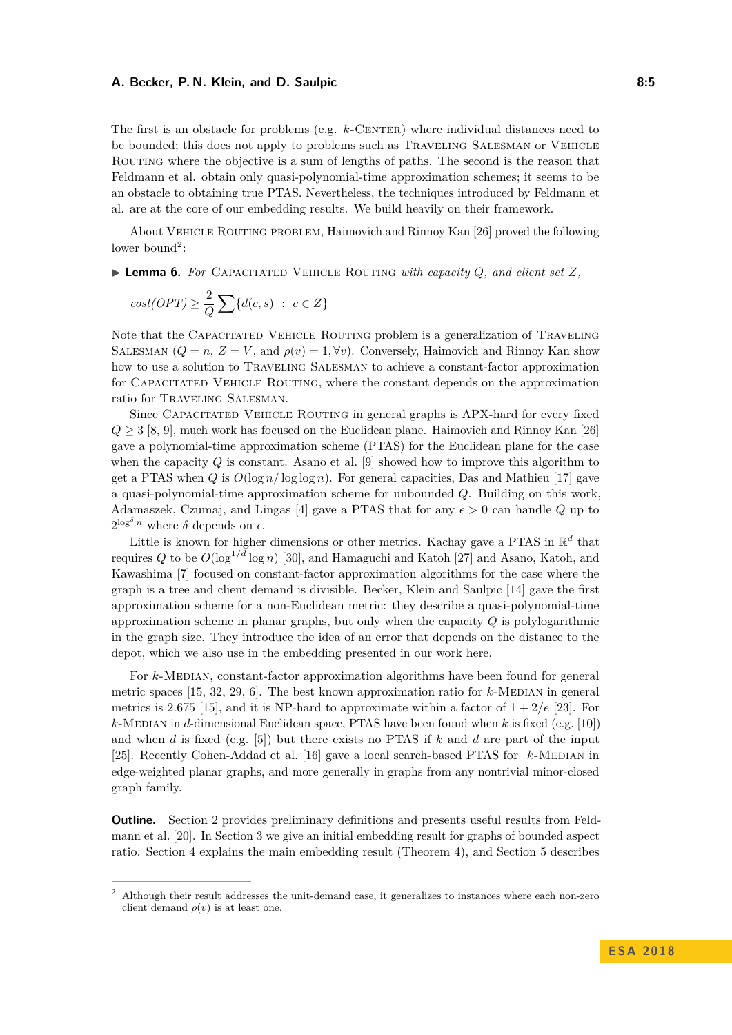The first is an obstacle for problems (e.g. $k$-Center) where individual distances need to be bounded; this does not apply to problems such as Traveling Salesman or Vehicle Routing where the objective is a sum of lengths of paths. The second is the reason that Feldmann et al. obtain only quasi-polynomial-time approximation schemes; it seems to be an obstacle to obtaining true PTAS. Nevertheless, the techniques introduced by Feldmann et al. are at the core of our embedding results. We build heavily on their framework.

About Vehicle Routing problem, Haimovich and Rinnoy Kan [26] proved the following lower bound[2]:

▶ **Lemma 6.** *For* Capacitated Vehicle Routing *with capacity $Q$, and client set $Z$,*

$$cost(OPT) \geq \frac{2}{Q} \sum \{d(c, s) \ : \ c \in Z\}$$

Note that the Capacitated Vehicle Routing problem is a generalization of Traveling Salesman ($Q = n$, $Z = V$, and $\rho(v) = 1, \forall v$). Conversely, Haimovich and Rinnoy Kan show how to use a solution to Traveling Salesman to achieve a constant-factor approximation for Capacitated Vehicle Routing, where the constant depends on the approximation ratio for Traveling Salesman.

Since Capacitated Vehicle Routing in general graphs is APX-hard for every fixed $Q \geq 3$ [8, 9], much work has focused on the Euclidean plane. Haimovich and Rinnoy Kan [26] gave a polynomial-time approximation scheme (PTAS) for the Euclidean plane for the case when the capacity $Q$ is constant. Asano et al. [9] showed how to improve this algorithm to get a PTAS when $Q$ is $O(\log n/ \log \log n)$. For general capacities, Das and Mathieu [17] gave a quasi-polynomial-time approximation scheme for unbounded $Q$. Building on this work, Adamaszek, Czumaj, and Lingas [4] gave a PTAS that for any $\epsilon > 0$ can handle $Q$ up to $2^{\log^{\delta} n}$ where $\delta$ depends on $\epsilon$.

Little is known for higher dimensions or other metrics. Kachay gave a PTAS in $\mathbb{R}^d$ that requires $Q$ to be $O(\log^{1/d} \log n)$ [30], and Hamaguchi and Katoh [27] and Asano, Katoh, and Kawashima [7] focused on constant-factor approximation algorithms for the case where the graph is a tree and client demand is divisible. Becker, Klein and Saulpic [14] gave the first approximation scheme for a non-Euclidean metric: they describe a quasi-polynomial-time approximation scheme in planar graphs, but only when the capacity $Q$ is polylogarithmic in the graph size. They introduce the idea of an error that depends on the distance to the depot, which we also use in the embedding presented in our work here.

For $k$-Median, constant-factor approximation algorithms have been found for general metric spaces [15, 32, 29, 6]. The best known approximation ratio for $k$-Median in general metrics is 2.675 [15], and it is NP-hard to approximate within a factor of $1 + 2/e$ [23]. For $k$-Median in $d$-dimensional Euclidean space, PTAS have been found when $k$ is fixed (e.g. [10]) and when $d$ is fixed (e.g. [5]) but there exists no PTAS if $k$ and $d$ are part of the input [25]. Recently Cohen-Addad et al. [16] gave a local search-based PTAS for $k$-Median in edge-weighted planar graphs, and more generally in graphs from any nontrivial minor-closed graph family.

**Outline.** Section 2 provides preliminary definitions and presents useful results from Feldmann et al. [20]. In Section 3 we give an initial embedding result for graphs of bounded aspect ratio. Section 4 explains the main embedding result (Theorem 4), and Section 5 describes

---

[2] Although their result addresses the unit-demand case, it generalizes to instances where each non-zero client demand $\rho(v)$ is at least one.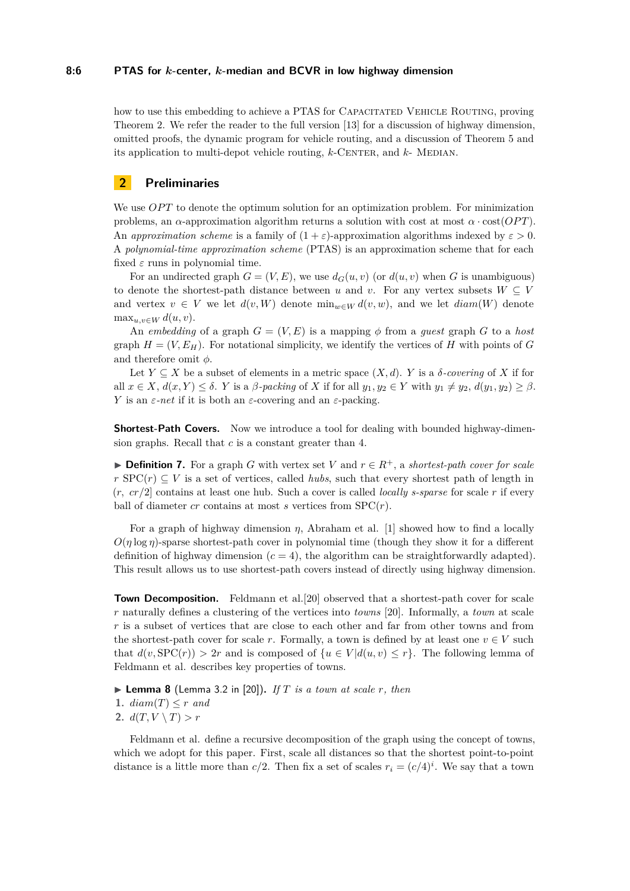how to use this embedding to achieve a PTAS for Capacitated Vehicle Routing, proving Theorem 2. We refer the reader to the full version [13] for a discussion of highway dimension, omitted proofs, the dynamic program for vehicle routing, and a discussion of Theorem 5 and its application to multi-depot vehicle routing, $k$-Center, and $k$- Median.

## 2 Preliminaries

We use $OPT$ to denote the optimum solution for an optimization problem. For minimization problems, an $\alpha$-approximation algorithm returns a solution with cost at most $\alpha \cdot \text{cost}(OPT)$. An *approximation scheme* is a family of $(1+\varepsilon)$-approximation algorithms indexed by $\varepsilon > 0$. A *polynomial-time approximation scheme* (PTAS) is an approximation scheme that for each fixed $\varepsilon$ runs in polynomial time.

For an undirected graph $G = (V, E)$, we use $d_G(u, v)$ (or $d(u, v)$ when $G$ is unambiguous) to denote the shortest-path distance between $u$ and $v$. For any vertex subsets $W \subseteq V$ and vertex $v \in V$ we let $d(v, W)$ denote $\min_{w \in W} d(v, w)$, and we let $diam(W)$ denote $\max_{u,v \in W} d(u, v)$.

An *embedding* of a graph $G = (V, E)$ is a mapping $\phi$ from a *guest* graph $G$ to a *host* graph $H = (V, E_H)$. For notational simplicity, we identify the vertices of $H$ with points of $G$ and therefore omit $\phi$.

Let $Y \subseteq X$ be a subset of elements in a metric space $(X, d)$. $Y$ is a $\delta$*-covering* of $X$ if for all $x \in X$, $d(x, Y) \leq \delta$. $Y$ is a $\beta$*-packing* of $X$ if for all $y_1, y_2 \in Y$ with $y_1 \neq y_2$, $d(y_1, y_2) \geq \beta$. $Y$ is an $\varepsilon$*-net* if it is both an $\varepsilon$-covering and an $\varepsilon$-packing.

**Shortest-Path Covers.** Now we introduce a tool for dealing with bounded highway-dimension graphs. Recall that $c$ is a constant greater than 4.

▶ **Definition 7.** For a graph $G$ with vertex set $V$ and $r \in R^+$, a *shortest-path cover for scale* $r$ $\text{SPC}(r) \subseteq V$ is a set of vertices, called *hubs*, such that every shortest path of length in $(r,\ cr/2]$ contains at least one hub. Such a cover is called *locally $s$-sparse* for scale $r$ if every ball of diameter $cr$ contains at most $s$ vertices from $\text{SPC}(r)$.

For a graph of highway dimension $\eta$, Abraham et al. [1] showed how to find a locally $O(\eta \log \eta)$-sparse shortest-path cover in polynomial time (though they show it for a different definition of highway dimension ($c = 4$), the algorithm can be straightforwardly adapted). This result allows us to use shortest-path covers instead of directly using highway dimension.

**Town Decomposition.** Feldmann et al.[20] observed that a shortest-path cover for scale $r$ naturally defines a clustering of the vertices into *towns* [20]. Informally, a *town* at scale $r$ is a subset of vertices that are close to each other and far from other towns and from the shortest-path cover for scale $r$. Formally, a town is defined by at least one $v \in V$ such that $d(v, \text{SPC}(r)) > 2r$ and is composed of $\{u \in V | d(u, v) \leq r\}$. The following lemma of Feldmann et al. describes key properties of towns.

▶ **Lemma 8** (Lemma 3.2 in [20]). *If $T$ is a town at scale $r$, then*

1. $diam(T) \leq r$ *and*
2. $d(T, V \setminus T) > r$

Feldmann et al. define a recursive decomposition of the graph using the concept of towns, which we adopt for this paper. First, scale all distances so that the shortest point-to-point distance is a little more than $c/2$. Then fix a set of scales $r_i = (c/4)^i$. We say that a town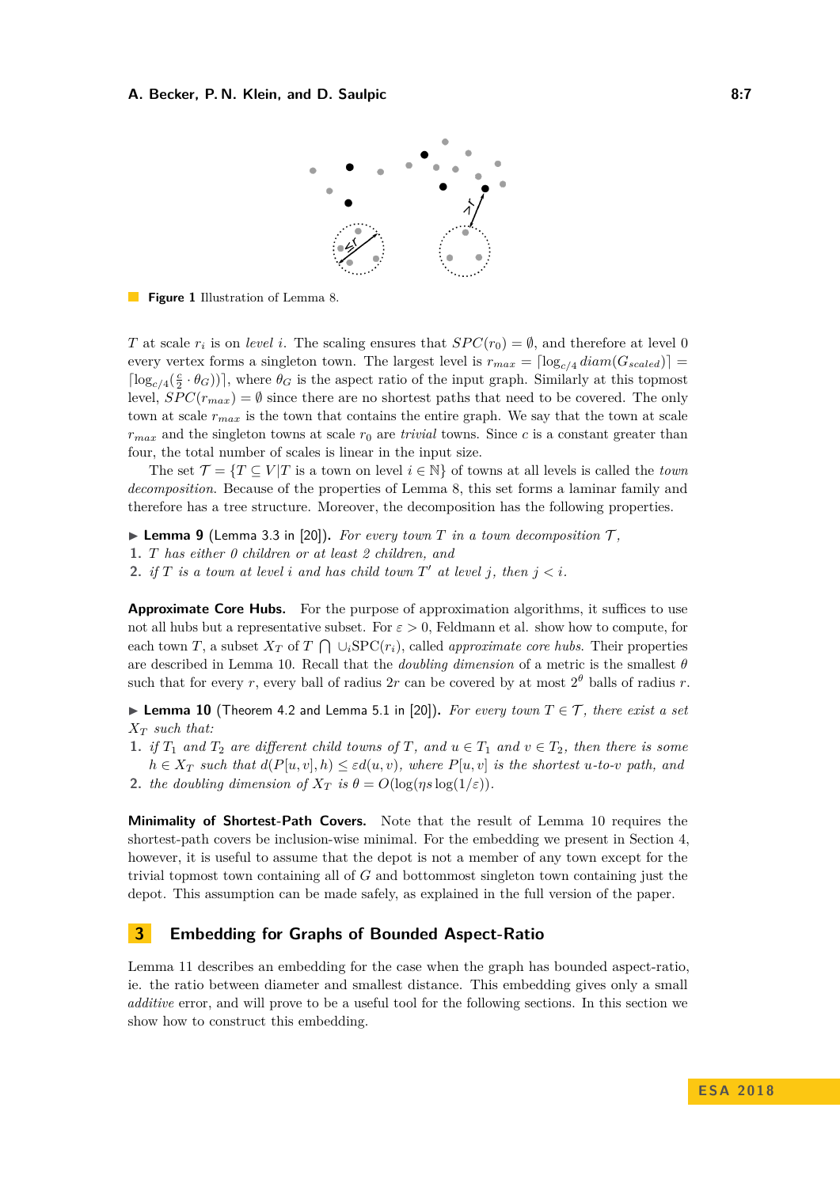**Figure 1** Illustration of Lemma 8.

$T$ at scale $r_i$ is on *level* $i$. The scaling ensures that $SPC(r_0) = \emptyset$, and therefore at level 0 every vertex forms a singleton town. The largest level is $r_{max} = \lceil \log_{c/4} diam(G_{scaled}) \rceil = \lceil \log_{c/4}(\frac{c}{2} \cdot \theta_G) \rceil$, where $\theta_G$ is the aspect ratio of the input graph. Similarly at this topmost level, $SPC(r_{max}) = \emptyset$ since there are no shortest paths that need to be covered. The only town at scale $r_{max}$ is the town that contains the entire graph. We say that the town at scale $r_{max}$ and the singleton towns at scale $r_0$ are *trivial* towns. Since $c$ is a constant greater than four, the total number of scales is linear in the input size.

The set $\mathcal{T} = \{T \subseteq V | T$ is a town on level $i \in \mathbb{N}\}$ of towns at all levels is called the *town decomposition*. Because of the properties of Lemma 8, this set forms a laminar family and therefore has a tree structure. Moreover, the decomposition has the following properties.

▶ **Lemma 9** (Lemma 3.3 in [20]). *For every town $T$ in a town decomposition $\mathcal{T}$,*

1. *$T$ has either 0 children or at least 2 children, and*
2. *if $T$ is a town at level $i$ and has child town $T'$ at level $j$, then $j < i$.*

**Approximate Core Hubs.** For the purpose of approximation algorithms, it suffices to use not all hubs but a representative subset. For $\varepsilon > 0$, Feldmann et al. show how to compute, for each town $T$, a subset $X_T$ of $T \bigcap \cup_i \text{SPC}(r_i)$, called *approximate core hubs*. Their properties are described in Lemma 10. Recall that the *doubling dimension* of a metric is the smallest $\theta$ such that for every $r$, every ball of radius $2r$ can be covered by at most $2^\theta$ balls of radius $r$.

▶ **Lemma 10** (Theorem 4.2 and Lemma 5.1 in [20]). *For every town $T \in \mathcal{T}$, there exist a set $X_T$ such that:*

1. *if $T_1$ and $T_2$ are different child towns of $T$, and $u \in T_1$ and $v \in T_2$, then there is some $h \in X_T$ such that $d(P[u,v], h) \leq \varepsilon d(u,v)$, where $P[u,v]$ is the shortest $u$-to-$v$ path, and*
2. *the doubling dimension of $X_T$ is $\theta = O(\log(\eta s \log(1/\varepsilon))$.*

**Minimality of Shortest-Path Covers.** Note that the result of Lemma 10 requires the shortest-path covers be inclusion-wise minimal. For the embedding we present in Section 4, however, it is useful to assume that the depot is not a member of any town except for the trivial topmost town containing all of $G$ and bottommost singleton town containing just the depot. This assumption can be made safely, as explained in the full version of the paper.

## 3 Embedding for Graphs of Bounded Aspect-Ratio

Lemma 11 describes an embedding for the case when the graph has bounded aspect-ratio, ie. the ratio between diameter and smallest distance. This embedding gives only a small *additive* error, and will prove to be a useful tool for the following sections. In this section we show how to construct this embedding.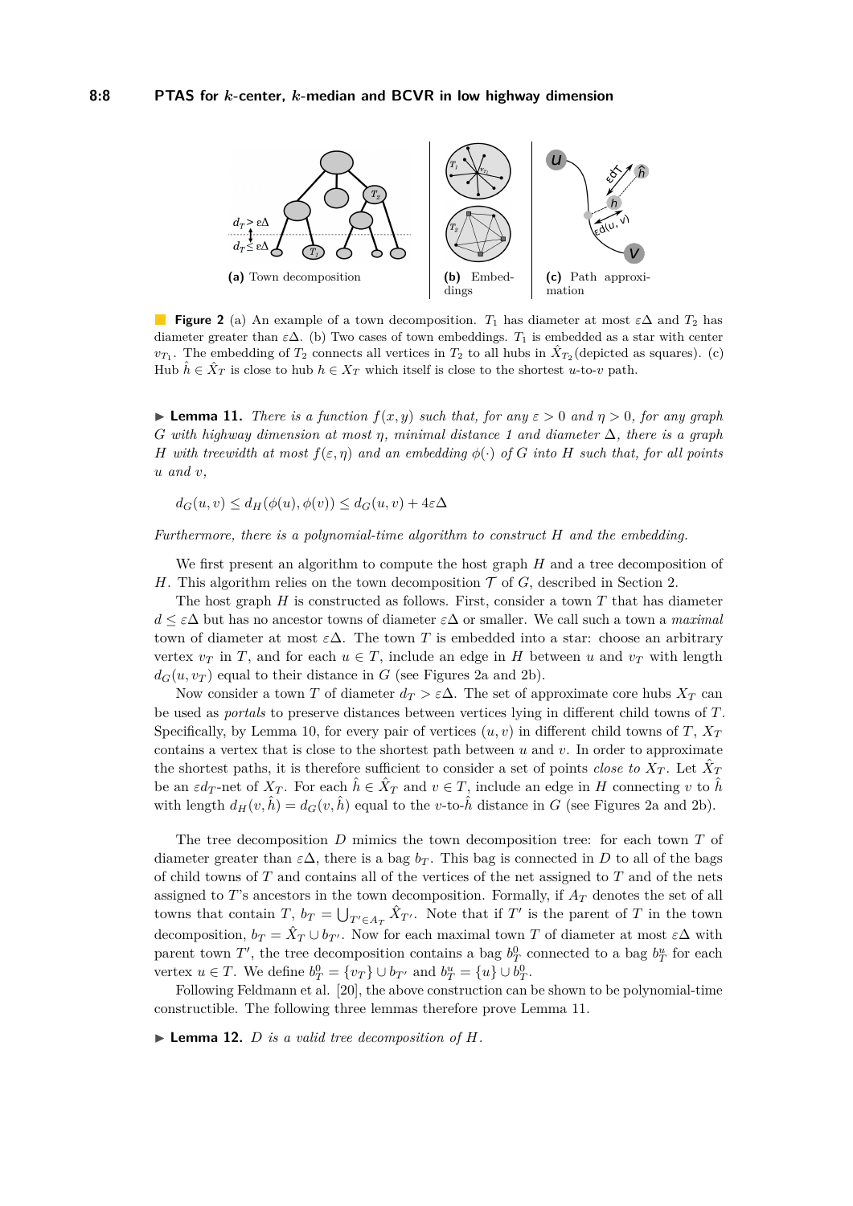**Figure 2** (a) An example of a town decomposition. $T_1$ has diameter at most $\varepsilon\Delta$ and $T_2$ has diameter greater than $\varepsilon\Delta$. (b) Two cases of town embeddings. $T_1$ is embedded as a star with center $v_{T_1}$. The embedding of $T_2$ connects all vertices in $T_2$ to all hubs in $\hat{X}_{T_2}$(depicted as squares). (c) Hub $\hat{h} \in \hat{X}_T$ is close to hub $h \in X_T$ which itself is close to the shortest $u$-to-$v$ path.

▶ **Lemma 11.** *There is a function $f(x, y)$ such that, for any $\varepsilon > 0$ and $\eta > 0$, for any graph $G$ with highway dimension at most $\eta$, minimal distance 1 and diameter $\Delta$, there is a graph $H$ with treewidth at most $f(\varepsilon, \eta)$ and an embedding $\phi(\cdot)$ of $G$ into $H$ such that, for all points $u$ and $v$,*

$$d_G(u, v) \leq d_H(\phi(u), \phi(v)) \leq d_G(u, v) + 4\varepsilon\Delta$$

*Furthermore, there is a polynomial-time algorithm to construct $H$ and the embedding.*

We first present an algorithm to compute the host graph $H$ and a tree decomposition of $H$. This algorithm relies on the town decomposition $\mathcal{T}$ of $G$, described in Section 2.

The host graph $H$ is constructed as follows. First, consider a town $T$ that has diameter $d \leq \varepsilon\Delta$ but has no ancestor towns of diameter $\varepsilon\Delta$ or smaller. We call such a town a *maximal* town of diameter at most $\varepsilon\Delta$. The town $T$ is embedded into a star: choose an arbitrary vertex $v_T$ in $T$, and for each $u \in T$, include an edge in $H$ between $u$ and $v_T$ with length $d_G(u, v_T)$ equal to their distance in $G$ (see Figures 2a and 2b).

Now consider a town $T$ of diameter $d_T > \varepsilon\Delta$. The set of approximate core hubs $X_T$ can be used as *portals* to preserve distances between vertices lying in different child towns of $T$. Specifically, by Lemma 10, for every pair of vertices $(u, v)$ in different child towns of $T$, $X_T$ contains a vertex that is close to the shortest path between $u$ and $v$. In order to approximate the shortest paths, it is therefore sufficient to consider a set of points *close to* $X_T$. Let $\hat{X}_T$ be an $\varepsilon d_T$-net of $X_T$. For each $\hat{h} \in \hat{X}_T$ and $v \in T$, include an edge in $H$ connecting $v$ to $\hat{h}$ with length $d_H(v, \hat{h}) = d_G(v, \hat{h})$ equal to the $v$-to-$\hat{h}$ distance in $G$ (see Figures 2a and 2b).

The tree decomposition $D$ mimics the town decomposition tree: for each town $T$ of diameter greater than $\varepsilon\Delta$, there is a bag $b_T$. This bag is connected in $D$ to all of the bags of child towns of $T$ and contains all of the vertices of the net assigned to $T$ and of the nets assigned to $T$'s ancestors in the town decomposition. Formally, if $A_T$ denotes the set of all towns that contain $T$, $b_T = \bigcup_{T' \in A_T} \hat{X}_{T'}$. Note that if $T'$ is the parent of $T$ in the town decomposition, $b_T = \hat{X}_T \cup b_{T'}$. Now for each maximal town $T$ of diameter at most $\varepsilon\Delta$ with parent town $T'$, the tree decomposition contains a bag $b_T^0$ connected to a bag $b_T^u$ for each vertex $u \in T$. We define $b_T^0 = \{v_T\} \cup b_{T'}$ and $b_T^u = \{u\} \cup b_T^0$.

Following Feldmann et al. [20], the above construction can be shown to be polynomial-time constructible. The following three lemmas therefore prove Lemma 11.

▶ **Lemma 12.** *$D$ is a valid tree decomposition of $H$.*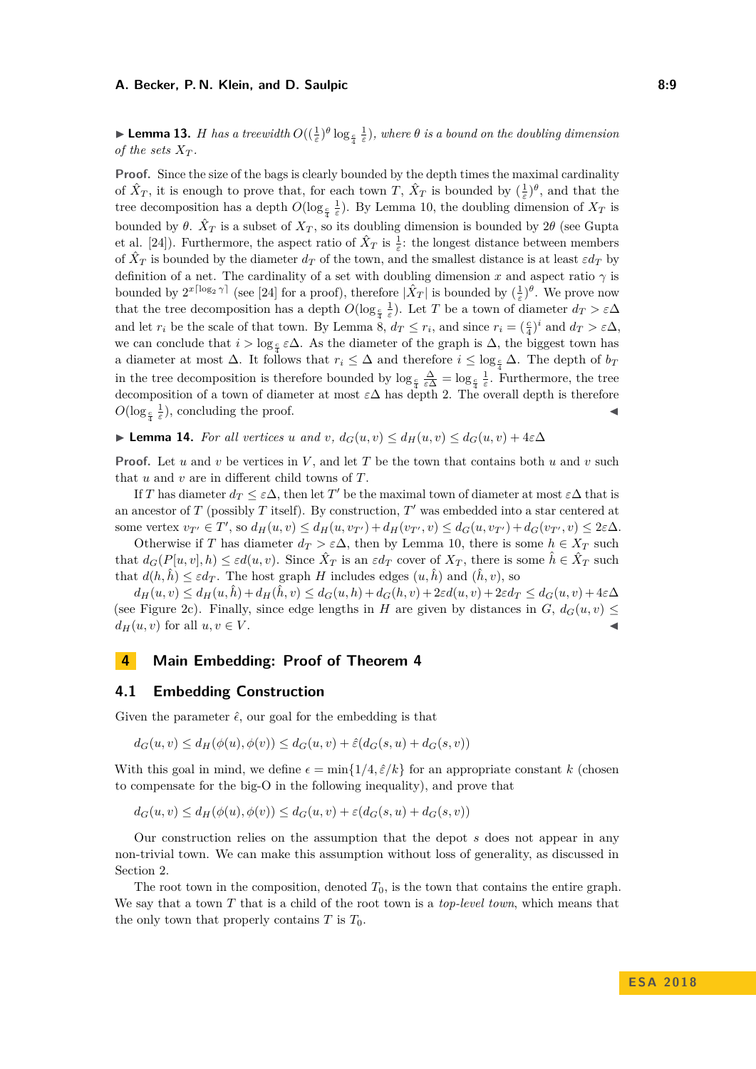▶ **Lemma 13.** *$H$ has a treewidth $O((\frac{1}{\varepsilon})^\theta \log_{\frac{\varepsilon}{4}} \frac{1}{\varepsilon})$, where $\theta$ is a bound on the doubling dimension of the sets $X_T$.*

**Proof.** Since the size of the bags is clearly bounded by the depth times the maximal cardinality of $\hat{X}_T$, it is enough to prove that, for each town $T$, $\hat{X}_T$ is bounded by $(\frac{1}{\varepsilon})^\theta$, and that the tree decomposition has a depth $O(\log_{\frac{\varepsilon}{4}} \frac{1}{\varepsilon})$. By Lemma 10, the doubling dimension of $X_T$ is bounded by $\theta$. $\hat{X}_T$ is a subset of $X_T$, so its doubling dimension is bounded by $2\theta$ (see Gupta et al. [24]). Furthermore, the aspect ratio of $\hat{X}_T$ is $\frac{1}{\varepsilon}$: the longest distance between members of $\hat{X}_T$ is bounded by the diameter $d_T$ of the town, and the smallest distance is at least $\varepsilon d_T$ by definition of a net. The cardinality of a set with doubling dimension $x$ and aspect ratio $\gamma$ is bounded by $2^{x\lceil \log_2 \gamma \rceil}$ (see [24] for a proof), therefore $|\hat{X}_T|$ is bounded by $(\frac{1}{\varepsilon})^\theta$. We prove now that the tree decomposition has a depth $O(\log_{\frac{\varepsilon}{4}} \frac{1}{\varepsilon})$. Let $T$ be a town of diameter $d_T > \varepsilon\Delta$ and let $r_i$ be the scale of that town. By Lemma 8, $d_T \leq r_i$, and since $r_i = (\frac{\varepsilon}{4})^i$ and $d_T > \varepsilon\Delta$, we can conclude that $i > \log_{\frac{\varepsilon}{4}} \varepsilon\Delta$. As the diameter of the graph is $\Delta$, the biggest town has a diameter at most $\Delta$. It follows that $r_i \leq \Delta$ and therefore $i \leq \log_{\frac{\varepsilon}{4}} \Delta$. The depth of $b_T$ in the tree decomposition is therefore bounded by $\log_{\frac{\varepsilon}{4}} \frac{\Delta}{\varepsilon\Delta} = \log_{\frac{\varepsilon}{4}} \frac{1}{\varepsilon}$. Furthermore, the tree decomposition of a town of diameter at most $\varepsilon\Delta$ has depth 2. The overall depth is therefore $O(\log_{\frac{\varepsilon}{4}} \frac{1}{\varepsilon})$, concluding the proof. ◀

▶ **Lemma 14.** *For all vertices $u$ and $v$, $d_G(u, v) \leq d_H(u, v) \leq d_G(u, v) + 4\varepsilon\Delta$*

**Proof.** Let $u$ and $v$ be vertices in $V$, and let $T$ be the town that contains both $u$ and $v$ such that $u$ and $v$ are in different child towns of $T$.

If $T$ has diameter $d_T \leq \varepsilon\Delta$, then let $T'$ be the maximal town of diameter at most $\varepsilon\Delta$ that is an ancestor of $T$ (possibly $T$ itself). By construction, $T'$ was embedded into a star centered at some vertex $v_{T'} \in T'$, so $d_H(u, v) \leq d_H(u, v_{T'}) + d_H(v_{T'}, v) \leq d_G(u, v_{T'}) + d_G(v_{T'}, v) \leq 2\varepsilon\Delta$.

Otherwise if $T$ has diameter $d_T > \varepsilon\Delta$, then by Lemma 10, there is some $h \in X_T$ such that $d_G(P[u, v], h) \leq \varepsilon d(u, v)$. Since $\hat{X}_T$ is an $\varepsilon d_T$ cover of $X_T$, there is some $\hat{h} \in \hat{X}_T$ such that $d(h, \hat{h}) \leq \varepsilon d_T$. The host graph $H$ includes edges $(u, \hat{h})$ and $(\hat{h}, v)$, so

$d_H(u, v) \leq d_H(u, \hat{h}) + d_H(\hat{h}, v) \leq d_G(u, h) + d_G(h, v) + 2\varepsilon d(u, v) + 2\varepsilon d_T \leq d_G(u, v) + 4\varepsilon\Delta$

(see Figure 2c). Finally, since edge lengths in $H$ are given by distances in $G$, $d_G(u, v) \leq d_H(u, v)$ for all $u, v \in V$. ◀

# 4 Main Embedding: Proof of Theorem 4

## 4.1 Embedding Construction

Given the parameter $\hat{\epsilon}$, our goal for the embedding is that

$$d_G(u, v) \leq d_H(\phi(u), \phi(v)) \leq d_G(u, v) + \hat{\varepsilon}(d_G(s, u) + d_G(s, v))$$

With this goal in mind, we define $\epsilon = \min\{1/4, \hat{\varepsilon}/k\}$ for an appropriate constant $k$ (chosen to compensate for the big-O in the following inequality), and prove that

$$d_G(u, v) \leq d_H(\phi(u), \phi(v)) \leq d_G(u, v) + \varepsilon(d_G(s, u) + d_G(s, v))$$

Our construction relies on the assumption that the depot $s$ does not appear in any non-trivial town. We can make this assumption without loss of generality, as discussed in Section 2.

The root town in the composition, denoted $T_0$, is the town that contains the entire graph. We say that a town $T$ that is a child of the root town is a *top-level town*, which means that the only town that properly contains $T$ is $T_0$.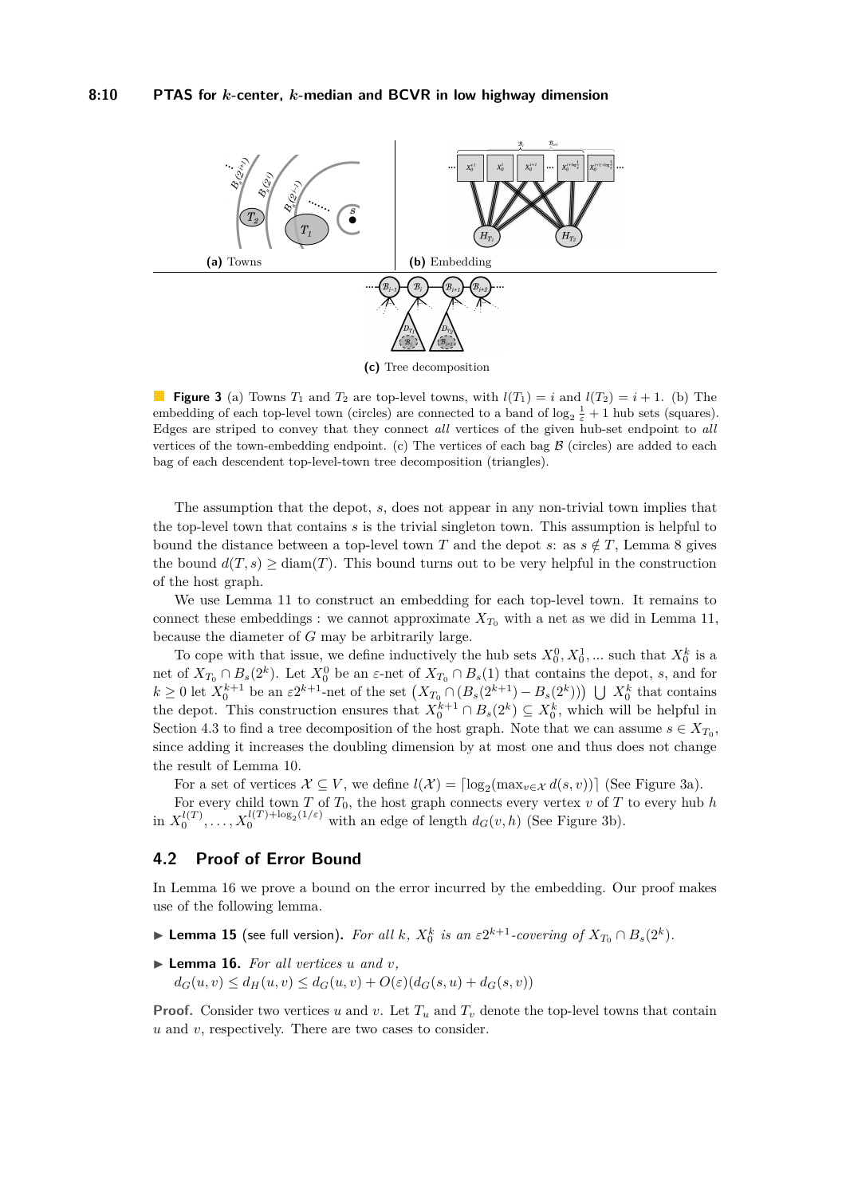(a) Towns

(b) Embedding

(c) Tree decomposition

**Figure 3** (a) Towns $T_1$ and $T_2$ are top-level towns, with $l(T_1) = i$ and $l(T_2) = i + 1$. (b) The embedding of each top-level town (circles) are connected to a band of $\log_2 \frac{1}{\varepsilon} + 1$ hub sets (squares). Edges are striped to convey that they connect *all* vertices of the given hub-set endpoint to *all* vertices of the town-embedding endpoint. (c) The vertices of each bag $\mathcal{B}$ (circles) are added to each bag of each descendent top-level-town tree decomposition (triangles).

The assumption that the depot, $s$, does not appear in any non-trivial town implies that the top-level town that contains $s$ is the trivial singleton town. This assumption is helpful to bound the distance between a top-level town $T$ and the depot $s$: as $s \notin T$, Lemma 8 gives the bound $d(T, s) \geq \text{diam}(T)$. This bound turns out to be very helpful in the construction of the host graph.

We use Lemma 11 to construct an embedding for each top-level town. It remains to connect these embeddings : we cannot approximate $X_{T_0}$ with a net as we did in Lemma 11, because the diameter of $G$ may be arbitrarily large.

To cope with that issue, we define inductively the hub sets $X_0^0, X_0^1, \ldots$ such that $X_0^k$ is a net of $X_{T_0} \cap B_s(2^k)$. Let $X_0^0$ be an $\varepsilon$-net of $X_{T_0} \cap B_s(1)$ that contains the depot, $s$, and for $k \geq 0$ let $X_0^{k+1}$ be an $\varepsilon 2^{k+1}$-net of the set $\left(X_{T_0} \cap (B_s(2^{k+1}) - B_s(2^k))\right) \bigcup X_0^k$ that contains the depot. This construction ensures that $X_0^{k+1} \cap B_s(2^k) \subseteq X_0^k$, which will be helpful in Section 4.3 to find a tree decomposition of the host graph. Note that we can assume $s \in X_{T_0}$, since adding it increases the doubling dimension by at most one and thus does not change the result of Lemma 10.

For a set of vertices $\mathcal{X} \subseteq V$, we define $l(\mathcal{X}) = \lceil \log_2(\max_{v \in \mathcal{X}} d(s, v)) \rceil$ (See Figure 3a).

For every child town $T$ of $T_0$, the host graph connects every vertex $v$ of $T$ to every hub $h$ in $X_0^{l(T)}, \ldots, X_0^{l(T)+\log_2(1/\varepsilon)}$ with an edge of length $d_G(v, h)$ (See Figure 3b).

## 4.2 Proof of Error Bound

In Lemma 16 we prove a bound on the error incurred by the embedding. Our proof makes use of the following lemma.

▶ **Lemma 15** (see full version). *For all $k$, $X_0^k$ is an $\varepsilon 2^{k+1}$-covering of $X_{T_0} \cap B_s(2^k)$.*

▶ **Lemma 16.** *For all vertices $u$ and $v$,*
$d_G(u, v) \leq d_H(u, v) \leq d_G(u, v) + O(\varepsilon)(d_G(s, u) + d_G(s, v))$

**Proof.** Consider two vertices $u$ and $v$. Let $T_u$ and $T_v$ denote the top-level towns that contain $u$ and $v$, respectively. There are two cases to consider.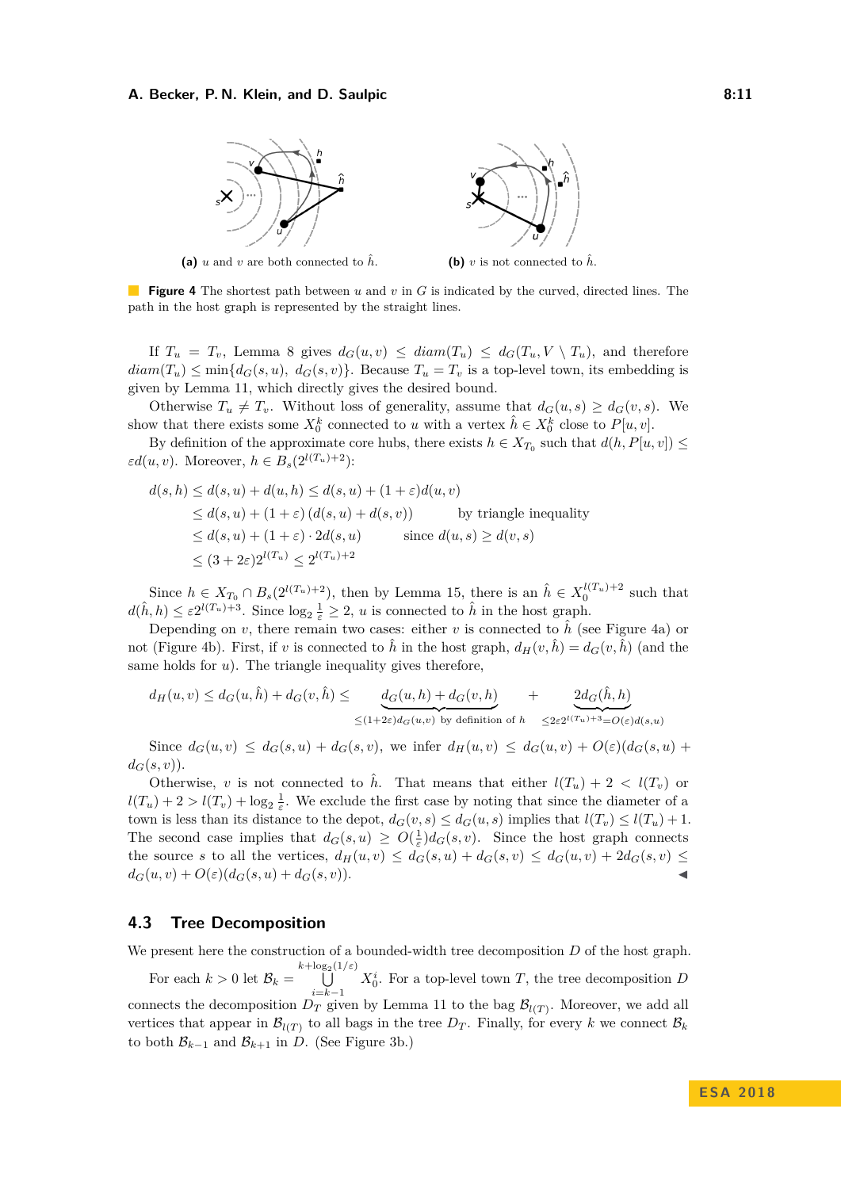(a) $u$ and $v$ are both connected to $\hat{h}$.

(b) $v$ is not connected to $\hat{h}$.

**Figure 4** The shortest path between $u$ and $v$ in $G$ is indicated by the curved, directed lines. The path in the host graph is represented by the straight lines.

If $T_u = T_v$, Lemma 8 gives $d_G(u,v) \le diam(T_u) \le d_G(T_u, V \setminus T_u)$, and therefore $diam(T_u) \le \min\{d_G(s,u),\ d_G(s,v)\}$. Because $T_u = T_v$ is a top-level town, its embedding is given by Lemma 11, which directly gives the desired bound.

Otherwise $T_u \neq T_v$. Without loss of generality, assume that $d_G(u,s) \ge d_G(v,s)$. We show that there exists some $X_0^k$ connected to $u$ with a vertex $\hat{h} \in X_0^k$ close to $P[u,v]$.

By definition of the approximate core hubs, there exists $h \in X_{T_0}$ such that $d(h, P[u,v]) \le \varepsilon d(u,v)$. Moreover, $h \in B_s(2^{l(T_u)+2})$:

$$
\begin{aligned}
d(s,h) &\le d(s,u) + d(u,h) \le d(s,u) + (1+\varepsilon) d(u,v) \\
&\le d(s,u) + (1+\varepsilon)\left(d(s,u) + d(s,v)\right) && \text{by triangle inequality} \\
&\le d(s,u) + (1+\varepsilon) \cdot 2d(s,u) && \text{since } d(u,s) \ge d(v,s) \\
&\le (3+2\varepsilon) 2^{l(T_u)} \le 2^{l(T_u)+2}
\end{aligned}
$$

Since $h \in X_{T_0} \cap B_s(2^{l(T_u)+2})$, then by Lemma 15, there is an $\hat{h} \in X_0^{l(T_u)+2}$ such that $d(\hat{h}, h) \le \varepsilon 2^{l(T_u)+3}$. Since $\log_2 \frac{1}{\varepsilon} \ge 2$, $u$ is connected to $\hat{h}$ in the host graph.

Depending on $v$, there remain two cases: either $v$ is connected to $\hat{h}$ (see Figure 4a) or not (Figure 4b). First, if $v$ is connected to $\hat{h}$ in the host graph, $d_H(v,\hat{h}) = d_G(v,\hat{h})$ (and the same holds for $u$). The triangle inequality gives therefore,

$$
d_H(u,v) \le d_G(u,\hat{h}) + d_G(v,\hat{h}) \le \underbrace{d_G(u,h) + d_G(v,h)}_{\le (1+2\varepsilon) d_G(u,v) \text{ by definition of } h} + \underbrace{2d_G(\hat{h},h)}_{\le 2\varepsilon 2^{l(T_u)+3} = O(\varepsilon) d(s,u)}
$$

Since $d_G(u,v) \le d_G(s,u) + d_G(s,v)$, we infer $d_H(u,v) \le d_G(u,v) + O(\varepsilon)(d_G(s,u) + d_G(s,v))$.

Otherwise, $v$ is not connected to $\hat{h}$. That means that either $l(T_u) + 2 < l(T_v)$ or $l(T_u) + 2 > l(T_v) + \log_2 \frac{1}{\varepsilon}$. We exclude the first case by noting that since the diameter of a town is less than its distance to the depot, $d_G(v,s) \le d_G(u,s)$ implies that $l(T_v) \le l(T_u) + 1$. The second case implies that $d_G(s,u) \ge O(\frac{1}{\varepsilon}) d_G(s,v)$. Since the host graph connects the source $s$ to all the vertices, $d_H(u,v) \le d_G(s,u) + d_G(s,v) \le d_G(u,v) + 2d_G(s,v) \le d_G(u,v) + O(\varepsilon)(d_G(s,u) + d_G(s,v))$. ◀

## 4.3 Tree Decomposition

We present here the construction of a bounded-width tree decomposition $D$ of the host graph.

For each $k > 0$ let $\mathcal{B}_k = \bigcup_{i=k-1}^{k+\log_2(1/\varepsilon)} X_0^i$. For a top-level town $T$, the tree decomposition $D$ connects the decomposition $D_T$ given by Lemma 11 to the bag $\mathcal{B}_{l(T)}$. Moreover, we add all vertices that appear in $\mathcal{B}_{l(T)}$ to all bags in the tree $D_T$. Finally, for every $k$ we connect $\mathcal{B}_k$ to both $\mathcal{B}_{k-1}$ and $\mathcal{B}_{k+1}$ in $D$. (See Figure 3b.)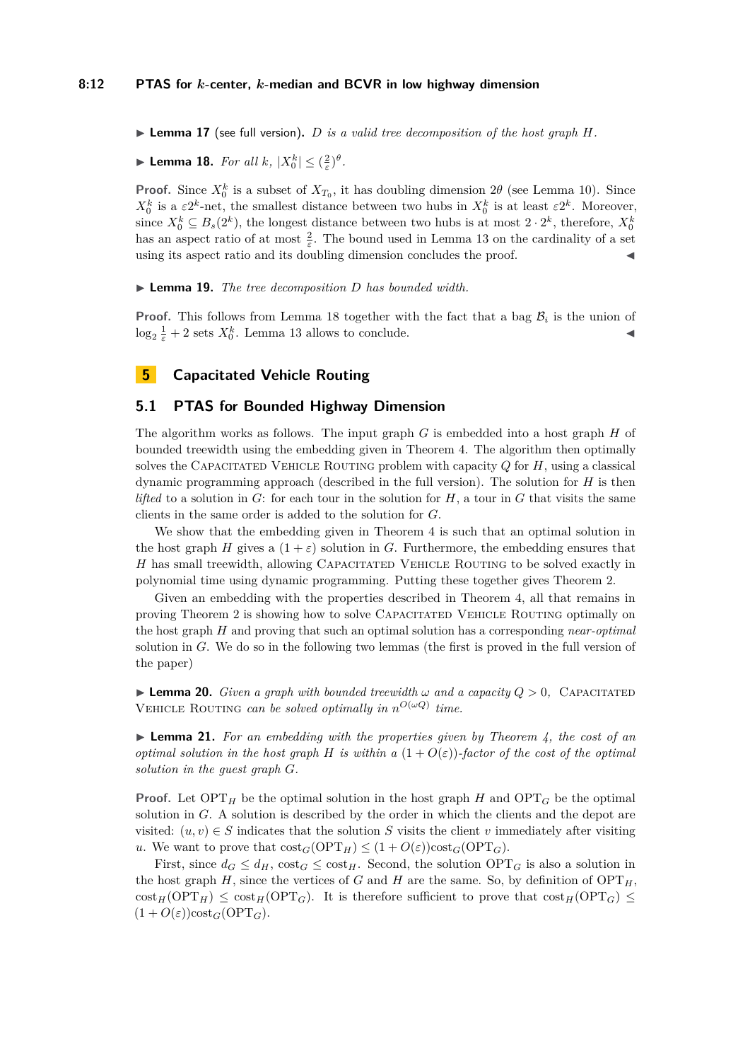▶ **Lemma 17** (see full version)**.** *$D$ is a valid tree decomposition of the host graph $H$.*

▶ **Lemma 18.** *For all $k$, $|X_0^k| \le (\frac{2}{\varepsilon})^\theta$.*

**Proof.** Since $X_0^k$ is a subset of $X_{T_0}$, it has doubling dimension $2\theta$ (see Lemma 10). Since $X_0^k$ is a $\varepsilon 2^k$-net, the smallest distance between two hubs in $X_0^k$ is at least $\varepsilon 2^k$. Moreover, since $X_0^k \subseteq B_s(2^k)$, the longest distance between two hubs is at most $2 \cdot 2^k$, therefore, $X_0^k$ has an aspect ratio of at most $\frac{2}{\varepsilon}$. The bound used in Lemma 13 on the cardinality of a set using its aspect ratio and its doubling dimension concludes the proof. ◀

▶ **Lemma 19.** *The tree decomposition $D$ has bounded width.*

**Proof.** This follows from Lemma 18 together with the fact that a bag $\mathcal{B}_i$ is the union of $\log_2 \frac{1}{\varepsilon} + 2$ sets $X_0^k$. Lemma 13 allows to conclude. ◀

# 5 Capacitated Vehicle Routing

## 5.1 PTAS for Bounded Highway Dimension

The algorithm works as follows. The input graph $G$ is embedded into a host graph $H$ of bounded treewidth using the embedding given in Theorem 4. The algorithm then optimally solves the Capacitated Vehicle Routing problem with capacity $Q$ for $H$, using a classical dynamic programming approach (described in the full version). The solution for $H$ is then *lifted* to a solution in $G$: for each tour in the solution for $H$, a tour in $G$ that visits the same clients in the same order is added to the solution for $G$.

We show that the embedding given in Theorem 4 is such that an optimal solution in the host graph $H$ gives a $(1+\varepsilon)$ solution in $G$. Furthermore, the embedding ensures that $H$ has small treewidth, allowing Capacitated Vehicle Routing to be solved exactly in polynomial time using dynamic programming. Putting these together gives Theorem 2.

Given an embedding with the properties described in Theorem 4, all that remains in proving Theorem 2 is showing how to solve Capacitated Vehicle Routing optimally on the host graph $H$ and proving that such an optimal solution has a corresponding *near-optimal* solution in $G$. We do so in the following two lemmas (the first is proved in the full version of the paper)

▶ **Lemma 20.** *Given a graph with bounded treewidth $\omega$ and a capacity $Q > 0$, Capacitated Vehicle Routing can be solved optimally in $n^{O(\omega Q)}$ time.*

▶ **Lemma 21.** *For an embedding with the properties given by Theorem 4, the cost of an optimal solution in the host graph $H$ is within a $(1+O(\varepsilon))$-factor of the cost of the optimal solution in the guest graph $G$.*

**Proof.** Let $\mathrm{OPT}_H$ be the optimal solution in the host graph $H$ and $\mathrm{OPT}_G$ be the optimal solution in $G$. A solution is described by the order in which the clients and the depot are visited: $(u, v) \in S$ indicates that the solution $S$ visits the client $v$ immediately after visiting $u$. We want to prove that $\mathrm{cost}_G(\mathrm{OPT}_H) \le (1+O(\varepsilon))\mathrm{cost}_G(\mathrm{OPT}_G)$.

First, since $d_G \le d_H$, $\mathrm{cost}_G \le \mathrm{cost}_H$. Second, the solution $\mathrm{OPT}_G$ is also a solution in the host graph $H$, since the vertices of $G$ and $H$ are the same. So, by definition of $\mathrm{OPT}_H$, $\mathrm{cost}_H(\mathrm{OPT}_H) \le \mathrm{cost}_H(\mathrm{OPT}_G)$. It is therefore sufficient to prove that $\mathrm{cost}_H(\mathrm{OPT}_G) \le (1+O(\varepsilon))\mathrm{cost}_G(\mathrm{OPT}_G)$.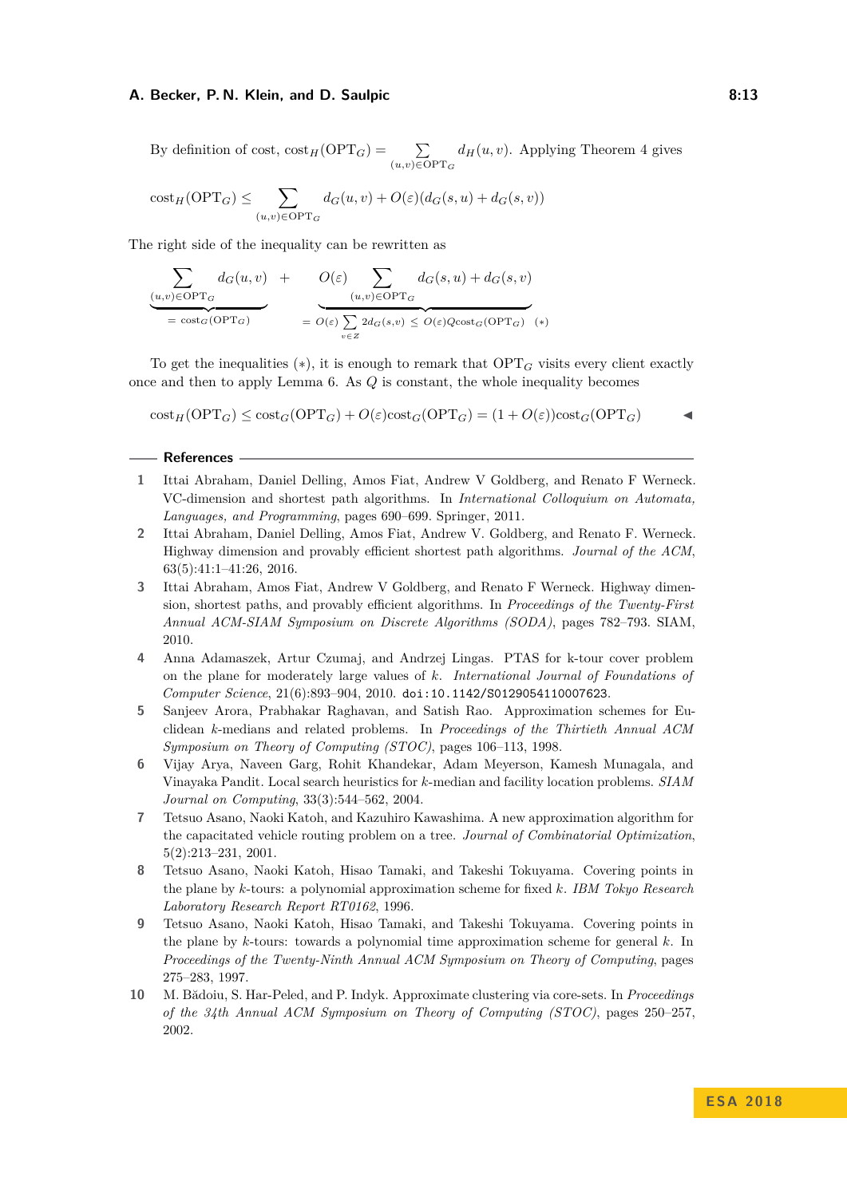By definition of cost, $\text{cost}_H(\text{OPT}_G) = \sum_{(u,v)\in\text{OPT}_G} d_H(u,v)$. Applying Theorem 4 gives

$$\text{cost}_H(\text{OPT}_G) \leq \sum_{(u,v)\in\text{OPT}_G} d_G(u,v) + O(\varepsilon)(d_G(s,u) + d_G(s,v))$$

The right side of the inequality can be rewritten as

$$\underbrace{\sum_{(u,v)\in\text{OPT}_G} d_G(u,v)}_{= \text{cost}_G(\text{OPT}_G)} + \underbrace{O(\varepsilon) \sum_{(u,v)\in\text{OPT}_G} d_G(s,u) + d_G(s,v)}_{= O(\varepsilon)\sum_{v\in Z} 2d_G(s,v) \leq O(\varepsilon)Q\text{cost}_G(\text{OPT}_G) \quad (*)}$$

To get the inequalities $(*)$, it is enough to remark that $\text{OPT}_G$ visits every client exactly once and then to apply Lemma 6. As $Q$ is constant, the whole inequality becomes

$$\text{cost}_H(\text{OPT}_G) \leq \text{cost}_G(\text{OPT}_G) + O(\varepsilon)\text{cost}_G(\text{OPT}_G) = (1 + O(\varepsilon))\text{cost}_G(\text{OPT}_G) \qquad \blacktriangleleft$$

## References

1. Ittai Abraham, Daniel Delling, Amos Fiat, Andrew V Goldberg, and Renato F Werneck. VC-dimension and shortest path algorithms. In *International Colloquium on Automata, Languages, and Programming*, pages 690–699. Springer, 2011.
2. Ittai Abraham, Daniel Delling, Amos Fiat, Andrew V. Goldberg, and Renato F. Werneck. Highway dimension and provably efficient shortest path algorithms. *Journal of the ACM*, 63(5):41:1–41:26, 2016.
3. Ittai Abraham, Amos Fiat, Andrew V Goldberg, and Renato F Werneck. Highway dimension, shortest paths, and provably efficient algorithms. In *Proceedings of the Twenty-First Annual ACM-SIAM Symposium on Discrete Algorithms (SODA)*, pages 782–793. SIAM, 2010.
4. Anna Adamaszek, Artur Czumaj, and Andrzej Lingas. PTAS for k-tour cover problem on the plane for moderately large values of $k$. *International Journal of Foundations of Computer Science*, 21(6):893–904, 2010. `doi:10.1142/S0129054110007623`.
5. Sanjeev Arora, Prabhakar Raghavan, and Satish Rao. Approximation schemes for Euclidean $k$-medians and related problems. In *Proceedings of the Thirtieth Annual ACM Symposium on Theory of Computing (STOC)*, pages 106–113, 1998.
6. Vijay Arya, Naveen Garg, Rohit Khandekar, Adam Meyerson, Kamesh Munagala, and Vinayaka Pandit. Local search heuristics for $k$-median and facility location problems. *SIAM Journal on Computing*, 33(3):544–562, 2004.
7. Tetsuo Asano, Naoki Katoh, and Kazuhiro Kawashima. A new approximation algorithm for the capacitated vehicle routing problem on a tree. *Journal of Combinatorial Optimization*, 5(2):213–231, 2001.
8. Tetsuo Asano, Naoki Katoh, Hisao Tamaki, and Takeshi Tokuyama. Covering points in the plane by $k$-tours: a polynomial approximation scheme for fixed $k$. *IBM Tokyo Research Laboratory Research Report RT0162*, 1996.
9. Tetsuo Asano, Naoki Katoh, Hisao Tamaki, and Takeshi Tokuyama. Covering points in the plane by $k$-tours: towards a polynomial time approximation scheme for general $k$. In *Proceedings of the Twenty-Ninth Annual ACM Symposium on Theory of Computing*, pages 275–283, 1997.
10. M. Bădoiu, S. Har-Peled, and P. Indyk. Approximate clustering via core-sets. In *Proceedings of the 34th Annual ACM Symposium on Theory of Computing (STOC)*, pages 250–257, 2002.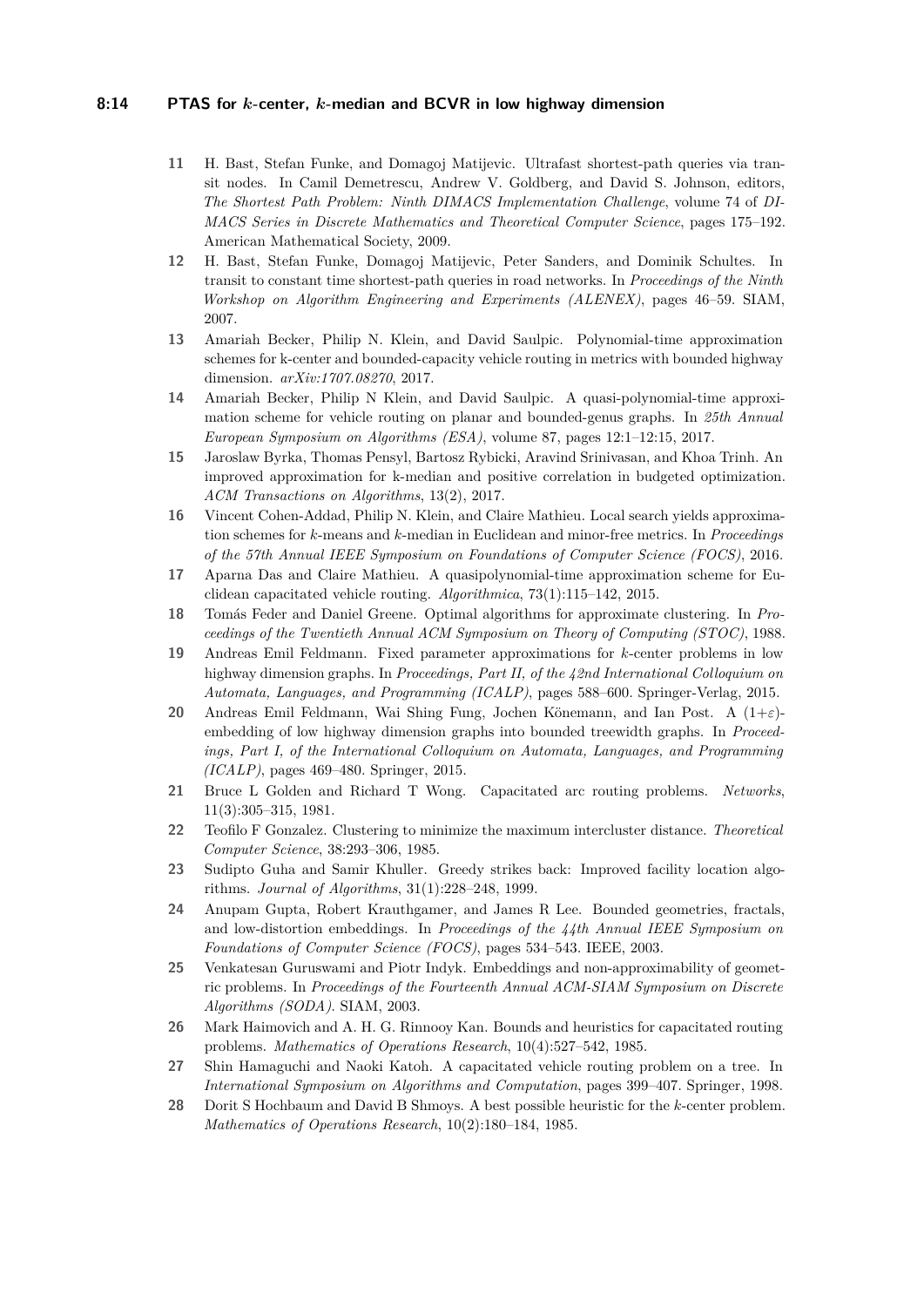11. H. Bast, Stefan Funke, and Domagoj Matijevic. Ultrafast shortest-path queries via transit nodes. In Camil Demetrescu, Andrew V. Goldberg, and David S. Johnson, editors, *The Shortest Path Problem: Ninth DIMACS Implementation Challenge*, volume 74 of *DIMACS Series in Discrete Mathematics and Theoretical Computer Science*, pages 175–192. American Mathematical Society, 2009.
12. H. Bast, Stefan Funke, Domagoj Matijevic, Peter Sanders, and Dominik Schultes. In transit to constant time shortest-path queries in road networks. In *Proceedings of the Ninth Workshop on Algorithm Engineering and Experiments (ALENEX)*, pages 46–59. SIAM, 2007.
13. Amariah Becker, Philip N. Klein, and David Saulpic. Polynomial-time approximation schemes for k-center and bounded-capacity vehicle routing in metrics with bounded highway dimension. *arXiv:1707.08270*, 2017.
14. Amariah Becker, Philip N Klein, and David Saulpic. A quasi-polynomial-time approximation scheme for vehicle routing on planar and bounded-genus graphs. In *25th Annual European Symposium on Algorithms (ESA)*, volume 87, pages 12:1–12:15, 2017.
15. Jaroslaw Byrka, Thomas Pensyl, Bartosz Rybicki, Aravind Srinivasan, and Khoa Trinh. An improved approximation for k-median and positive correlation in budgeted optimization. *ACM Transactions on Algorithms*, 13(2), 2017.
16. Vincent Cohen-Addad, Philip N. Klein, and Claire Mathieu. Local search yields approximation schemes for $k$-means and $k$-median in Euclidean and minor-free metrics. In *Proceedings of the 57th Annual IEEE Symposium on Foundations of Computer Science (FOCS)*, 2016.
17. Aparna Das and Claire Mathieu. A quasipolynomial-time approximation scheme for Euclidean capacitated vehicle routing. *Algorithmica*, 73(1):115–142, 2015.
18. Tomás Feder and Daniel Greene. Optimal algorithms for approximate clustering. In *Proceedings of the Twentieth Annual ACM Symposium on Theory of Computing (STOC)*, 1988.
19. Andreas Emil Feldmann. Fixed parameter approximations for $k$-center problems in low highway dimension graphs. In *Proceedings, Part II, of the 42nd International Colloquium on Automata, Languages, and Programming (ICALP)*, pages 588–600. Springer-Verlag, 2015.
20. Andreas Emil Feldmann, Wai Shing Fung, Jochen Könemann, and Ian Post. A $(1+\varepsilon)$-embedding of low highway dimension graphs into bounded treewidth graphs. In *Proceedings, Part I, of the International Colloquium on Automata, Languages, and Programming (ICALP)*, pages 469–480. Springer, 2015.
21. Bruce L Golden and Richard T Wong. Capacitated arc routing problems. *Networks*, 11(3):305–315, 1981.
22. Teofilo F Gonzalez. Clustering to minimize the maximum intercluster distance. *Theoretical Computer Science*, 38:293–306, 1985.
23. Sudipto Guha and Samir Khuller. Greedy strikes back: Improved facility location algorithms. *Journal of Algorithms*, 31(1):228–248, 1999.
24. Anupam Gupta, Robert Krauthgamer, and James R Lee. Bounded geometries, fractals, and low-distortion embeddings. In *Proceedings of the 44th Annual IEEE Symposium on Foundations of Computer Science (FOCS)*, pages 534–543. IEEE, 2003.
25. Venkatesan Guruswami and Piotr Indyk. Embeddings and non-approximability of geometric problems. In *Proceedings of the Fourteenth Annual ACM-SIAM Symposium on Discrete Algorithms (SODA)*. SIAM, 2003.
26. Mark Haimovich and A. H. G. Rinnooy Kan. Bounds and heuristics for capacitated routing problems. *Mathematics of Operations Research*, 10(4):527–542, 1985.
27. Shin Hamaguchi and Naoki Katoh. A capacitated vehicle routing problem on a tree. In *International Symposium on Algorithms and Computation*, pages 399–407. Springer, 1998.
28. Dorit S Hochbaum and David B Shmoys. A best possible heuristic for the $k$-center problem. *Mathematics of Operations Research*, 10(2):180–184, 1985.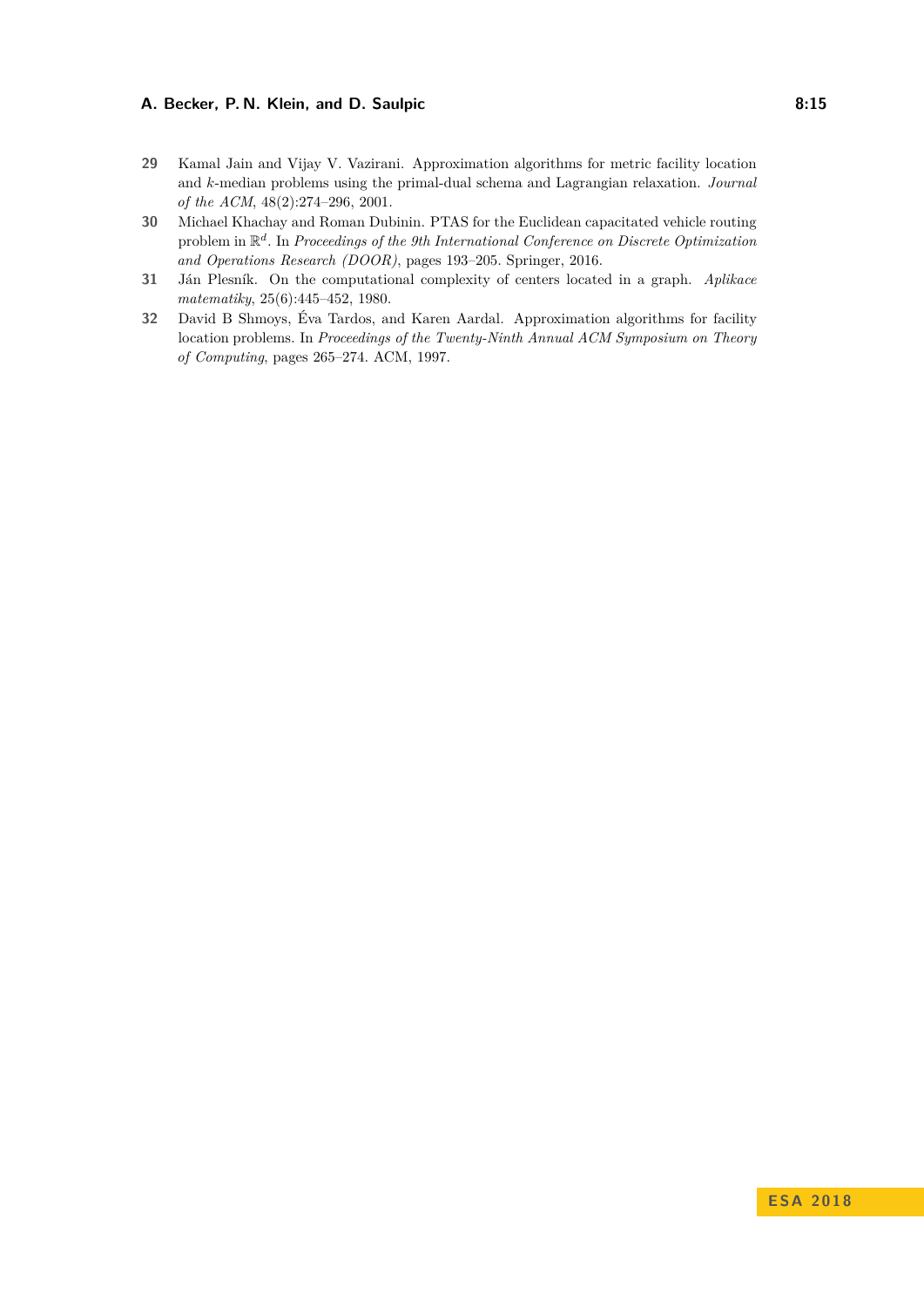29 Kamal Jain and Vijay V. Vazirani. Approximation algorithms for metric facility location and $k$-median problems using the primal-dual schema and Lagrangian relaxation. *Journal of the ACM*, 48(2):274–296, 2001.

30 Michael Khachay and Roman Dubinin. PTAS for the Euclidean capacitated vehicle routing problem in $\mathbb{R}^d$. In *Proceedings of the 9th International Conference on Discrete Optimization and Operations Research (DOOR)*, pages 193–205. Springer, 2016.

31 Ján Plesník. On the computational complexity of centers located in a graph. *Aplikace matematiky*, 25(6):445–452, 1980.

32 David B Shmoys, Éva Tardos, and Karen Aardal. Approximation algorithms for facility location problems. In *Proceedings of the Twenty-Ninth Annual ACM Symposium on Theory of Computing*, pages 265–274. ACM, 1997.